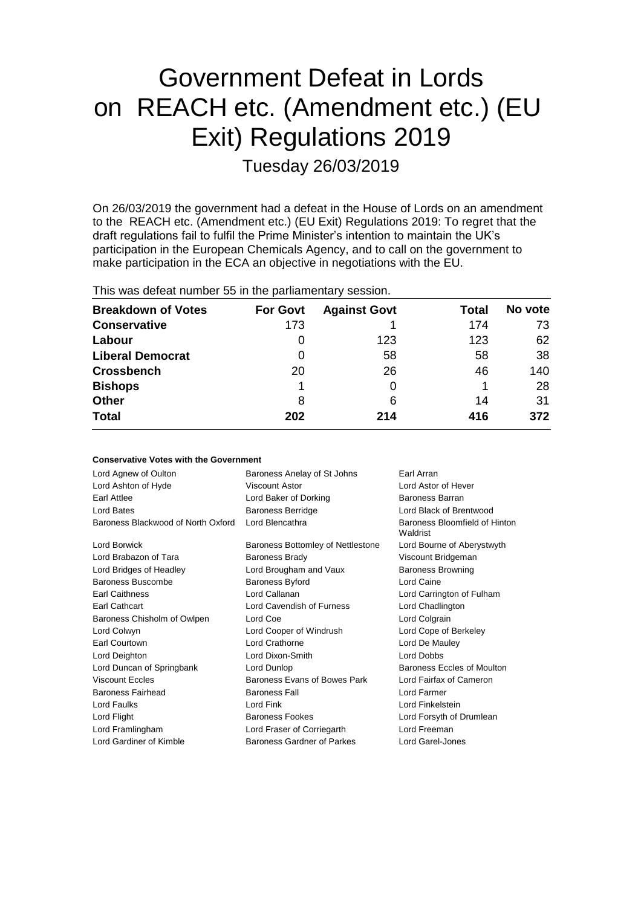# Government Defeat in Lords on REACH etc. (Amendment etc.) (EU Exit) Regulations 2019

Tuesday 26/03/2019

On 26/03/2019 the government had a defeat in the House of Lords on an amendment to the REACH etc. (Amendment etc.) (EU Exit) Regulations 2019: To regret that the draft regulations fail to fulfil the Prime Minister's intention to maintain the UK's participation in the European Chemicals Agency, and to call on the government to make participation in the ECA an objective in negotiations with the EU.

This was defeat number 55 in the parliamentary session.

| Breakdown of Votes | For Govt | Against Govt | Total | No vote |
|---|---|---|---|---|
| Conservative | 173 | 1 | 174 | 73 |
| Labour | 0 | 123 | 123 | 62 |
| Liberal Democrat | 0 | 58 | 58 | 38 |
| Crossbench | 20 | 26 | 46 | 140 |
| Bishops | 1 | 0 | 1 | 28 |
| Other | 8 | 6 | 14 | 31 |
| **Total** | **202** | **214** | **416** | **372** |

**Conservative Votes with the Government**

| | | |
|---|---|---|
| Lord Agnew of Oulton | Baroness Anelay of St Johns | Earl Arran |
| Lord Ashton of Hyde | Viscount Astor | Lord Astor of Hever |
| Earl Attlee | Lord Baker of Dorking | Baroness Barran |
| Lord Bates | Baroness Berridge | Lord Black of Brentwood |
| Baroness Blackwood of North Oxford | Lord Blencathra | Baroness Bloomfield of Hinton Waldrist |
| Lord Borwick | Baroness Bottomley of Nettlestone | Lord Bourne of Aberystwyth |
| Lord Brabazon of Tara | Baroness Brady | Viscount Bridgeman |
| Lord Bridges of Headley | Lord Brougham and Vaux | Baroness Browning |
| Baroness Buscombe | Baroness Byford | Lord Caine |
| Earl Caithness | Lord Callanan | Lord Carrington of Fulham |
| Earl Cathcart | Lord Cavendish of Furness | Lord Chadlington |
| Baroness Chisholm of Owlpen | Lord Coe | Lord Colgrain |
| Lord Colwyn | Lord Cooper of Windrush | Lord Cope of Berkeley |
| Earl Courtown | Lord Crathorne | Lord De Mauley |
| Lord Deighton | Lord Dixon-Smith | Lord Dobbs |
| Lord Duncan of Springbank | Lord Dunlop | Baroness Eccles of Moulton |
| Viscount Eccles | Baroness Evans of Bowes Park | Lord Fairfax of Cameron |
| Baroness Fairhead | Baroness Fall | Lord Farmer |
| Lord Faulks | Lord Fink | Lord Finkelstein |
| Lord Flight | Baroness Fookes | Lord Forsyth of Drumlean |
| Lord Framlingham | Lord Fraser of Corriegarth | Lord Freeman |
| Lord Gardiner of Kimble | Baroness Gardner of Parkes | Lord Garel-Jones |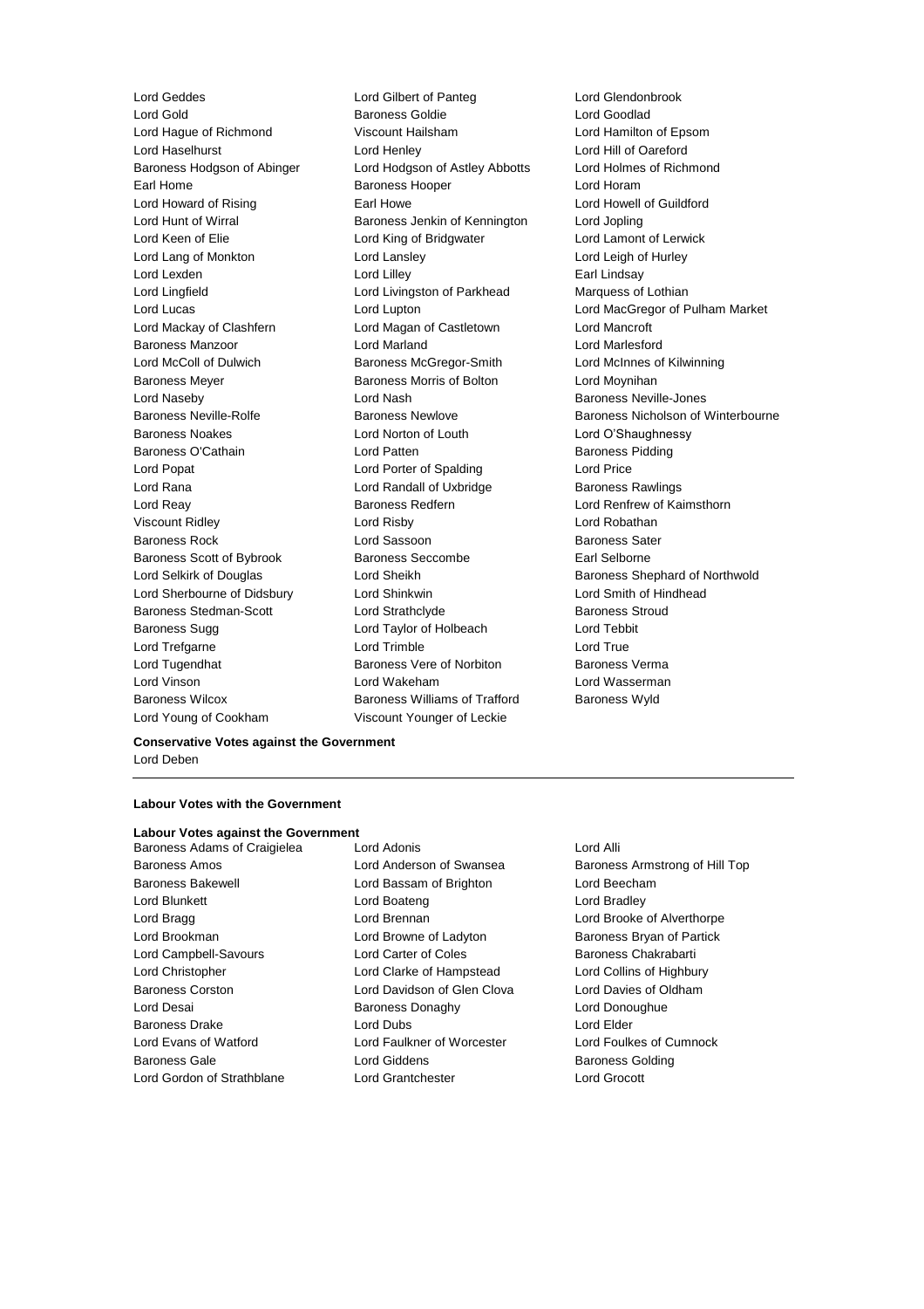Lord Geddes
Lord Gilbert of Panteg
Lord Glendonbrook
Lord Gold
Baroness Goldie
Lord Goodlad
Lord Hague of Richmond
Viscount Hailsham
Lord Hamilton of Epsom
Lord Haselhurst
Lord Henley
Lord Hill of Oareford
Baroness Hodgson of Abinger
Lord Hodgson of Astley Abbotts
Lord Holmes of Richmond
Earl Home
Baroness Hooper
Lord Horam
Lord Howard of Rising
Earl Howe
Lord Howell of Guildford
Lord Hunt of Wirral
Baroness Jenkin of Kennington
Lord Jopling
Lord Keen of Elie
Lord King of Bridgwater
Lord Lamont of Lerwick
Lord Lang of Monkton
Lord Lansley
Lord Leigh of Hurley
Lord Lexden
Lord Lilley
Earl Lindsay
Lord Lingfield
Lord Livingston of Parkhead
Marquess of Lothian
Lord Lucas
Lord Lupton
Lord MacGregor of Pulham Market
Lord Mackay of Clashfern
Lord Magan of Castletown
Lord Mancroft
Baroness Manzoor
Lord Marland
Lord Marlesford
Lord McColl of Dulwich
Baroness McGregor-Smith
Lord McInnes of Kilwinning
Baroness Meyer
Baroness Morris of Bolton
Lord Moynihan
Lord Naseby
Lord Nash
Baroness Neville-Jones
Baroness Neville-Rolfe
Baroness Newlove
Baroness Nicholson of Winterbourne
Baroness Noakes
Lord Norton of Louth
Lord O'Shaughnessy
Baroness O'Cathain
Lord Patten
Baroness Pidding
Lord Popat
Lord Porter of Spalding
Lord Price
Lord Rana
Lord Randall of Uxbridge
Baroness Rawlings
Lord Reay
Baroness Redfern
Lord Renfrew of Kaimsthorn
Viscount Ridley
Lord Risby
Lord Robathan
Baroness Rock
Lord Sassoon
Baroness Sater
Baroness Scott of Bybrook
Baroness Seccombe
Earl Selborne
Lord Selkirk of Douglas
Lord Sheikh
Baroness Shephard of Northwold
Lord Sherbourne of Didsbury
Lord Shinkwin
Lord Smith of Hindhead
Baroness Stedman-Scott
Lord Strathclyde
Baroness Stroud
Baroness Sugg
Lord Taylor of Holbeach
Lord Tebbit
Lord Trefgarne
Lord Trimble
Lord True
Lord Tugendhat
Baroness Vere of Norbiton
Baroness Verma
Lord Vinson
Lord Wakeham
Lord Wasserman
Baroness Wilcox
Baroness Williams of Trafford
Baroness Wyld
Lord Young of Cookham
Viscount Younger of Leckie

**Conservative Votes against the Government**

Lord Deben

---

**Labour Votes with the Government**

**Labour Votes against the Government**

Baroness Adams of Craigielea
Lord Adonis
Lord Alli
Baroness Amos
Lord Anderson of Swansea
Baroness Armstrong of Hill Top
Baroness Bakewell
Lord Bassam of Brighton
Lord Beecham
Lord Blunkett
Lord Boateng
Lord Bradley
Lord Bragg
Lord Brennan
Lord Brooke of Alverthorpe
Lord Brookman
Lord Browne of Ladyton
Baroness Bryan of Partick
Lord Campbell-Savours
Lord Carter of Coles
Baroness Chakrabarti
Lord Christopher
Lord Clarke of Hampstead
Lord Collins of Highbury
Baroness Corston
Lord Davidson of Glen Clova
Lord Davies of Oldham
Lord Desai
Baroness Donaghy
Lord Donoughue
Baroness Drake
Lord Dubs
Lord Elder
Lord Evans of Watford
Lord Faulkner of Worcester
Lord Foulkes of Cumnock
Baroness Gale
Lord Giddens
Baroness Golding
Lord Gordon of Strathblane
Lord Grantchester
Lord Grocott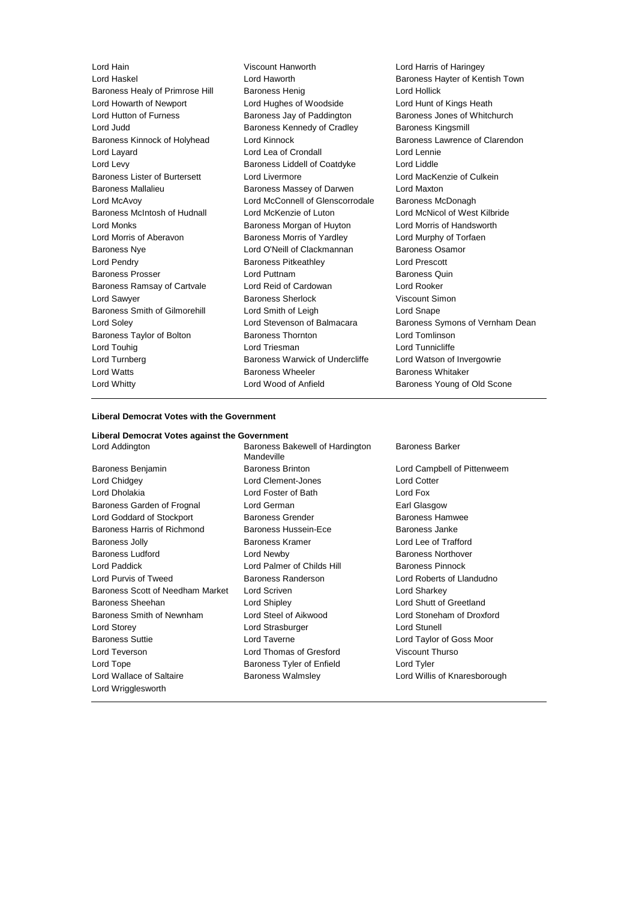Lord Hain
Viscount Hanworth
Lord Harris of Haringey
Lord Haskel
Lord Haworth
Baroness Hayter of Kentish Town
Baroness Healy of Primrose Hill
Baroness Henig
Lord Hollick
Lord Howarth of Newport
Lord Hughes of Woodside
Lord Hunt of Kings Heath
Lord Hutton of Furness
Baroness Jay of Paddington
Baroness Jones of Whitchurch
Lord Judd
Baroness Kennedy of Cradley
Baroness Kingsmill
Baroness Kinnock of Holyhead
Lord Kinnock
Baroness Lawrence of Clarendon
Lord Layard
Lord Lea of Crondall
Lord Lennie
Lord Levy
Baroness Liddell of Coatdyke
Lord Liddle
Baroness Lister of Burtersett
Lord Livermore
Lord MacKenzie of Culkein
Baroness Mallalieu
Baroness Massey of Darwen
Lord Maxton
Lord McAvoy
Lord McConnell of Glenscorrodale
Baroness McDonagh
Baroness McIntosh of Hudnall
Lord McKenzie of Luton
Lord McNicol of West Kilbride
Lord Monks
Baroness Morgan of Huyton
Lord Morris of Handsworth
Lord Morris of Aberavon
Baroness Morris of Yardley
Lord Murphy of Torfaen
Baroness Nye
Lord O'Neill of Clackmannan
Baroness Osamor
Lord Pendry
Baroness Pitkeathley
Lord Prescott
Baroness Prosser
Lord Puttnam
Baroness Quin
Baroness Ramsay of Cartvale
Lord Reid of Cardowan
Lord Rooker
Lord Sawyer
Baroness Sherlock
Viscount Simon
Baroness Smith of Gilmorehill
Lord Smith of Leigh
Lord Snape
Lord Soley
Lord Stevenson of Balmacara
Baroness Symons of Vernham Dean
Baroness Taylor of Bolton
Baroness Thornton
Lord Tomlinson
Lord Touhig
Lord Triesman
Lord Tunnicliffe
Lord Turnberg
Baroness Warwick of Undercliffe
Lord Watson of Invergowrie
Lord Watts
Baroness Wheeler
Baroness Whitaker
Lord Whitty
Lord Wood of Anfield
Baroness Young of Old Scone

**Liberal Democrat Votes with the Government**

**Liberal Democrat Votes against the Government**

Lord Addington
Baroness Bakewell of Hardington Mandeville
Baroness Barker
Baroness Benjamin
Baroness Brinton
Lord Campbell of Pittenweem
Lord Chidgey
Lord Clement-Jones
Lord Cotter
Lord Dholakia
Lord Foster of Bath
Lord Fox
Baroness Garden of Frognal
Lord German
Earl Glasgow
Lord Goddard of Stockport
Baroness Grender
Baroness Hamwee
Baroness Harris of Richmond
Baroness Hussein-Ece
Baroness Janke
Baroness Jolly
Baroness Kramer
Lord Lee of Trafford
Baroness Ludford
Lord Newby
Baroness Northover
Lord Paddick
Lord Palmer of Childs Hill
Baroness Pinnock
Lord Purvis of Tweed
Baroness Randerson
Lord Roberts of Llandudno
Baroness Scott of Needham Market
Lord Scriven
Lord Sharkey
Baroness Sheehan
Lord Shipley
Lord Shutt of Greetland
Baroness Smith of Newnham
Lord Steel of Aikwood
Lord Stoneham of Droxford
Lord Storey
Lord Strasburger
Lord Stunell
Baroness Suttie
Lord Taverne
Lord Taylor of Goss Moor
Lord Teverson
Lord Thomas of Gresford
Viscount Thurso
Lord Tope
Baroness Tyler of Enfield
Lord Tyler
Lord Wallace of Saltaire
Baroness Walmsley
Lord Willis of Knaresborough
Lord Wrigglesworth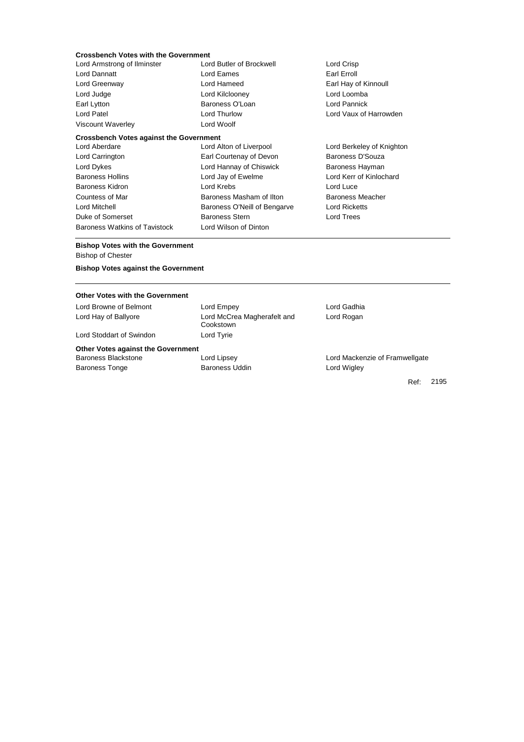**Crossbench Votes with the Government**

| | | |
|---|---|---|
| Lord Armstrong of Ilminster | Lord Butler of Brockwell | Lord Crisp |
| Lord Dannatt | Lord Eames | Earl Erroll |
| Lord Greenway | Lord Hameed | Earl Hay of Kinnoull |
| Lord Judge | Lord Kilclooney | Lord Loomba |
| Earl Lytton | Baroness O'Loan | Lord Pannick |
| Lord Patel | Lord Thurlow | Lord Vaux of Harrowden |
| Viscount Waverley | Lord Woolf | |

**Crossbench Votes against the Government**

| | | |
|---|---|---|
| Lord Aberdare | Lord Alton of Liverpool | Lord Berkeley of Knighton |
| Lord Carrington | Earl Courtenay of Devon | Baroness D'Souza |
| Lord Dykes | Lord Hannay of Chiswick | Baroness Hayman |
| Baroness Hollins | Lord Jay of Ewelme | Lord Kerr of Kinlochard |
| Baroness Kidron | Lord Krebs | Lord Luce |
| Countess of Mar | Baroness Masham of Ilton | Baroness Meacher |
| Lord Mitchell | Baroness O'Neill of Bengarve | Lord Ricketts |
| Duke of Somerset | Baroness Stern | Lord Trees |
| Baroness Watkins of Tavistock | Lord Wilson of Dinton | |

**Bishop Votes with the Government**

Bishop of Chester

**Bishop Votes against the Government**

**Other Votes with the Government**

| | | |
|---|---|---|
| Lord Browne of Belmont | Lord Empey | Lord Gadhia |
| Lord Hay of Ballyore | Lord McCrea Magherafelt and Cookstown | Lord Rogan |
| Lord Stoddart of Swindon | Lord Tyrie | |

**Other Votes against the Government**

| | | |
|---|---|---|
| Baroness Blackstone | Lord Lipsey | Lord Mackenzie of Framwellgate |
| Baroness Tonge | Baroness Uddin | Lord Wigley |

Ref: 2195